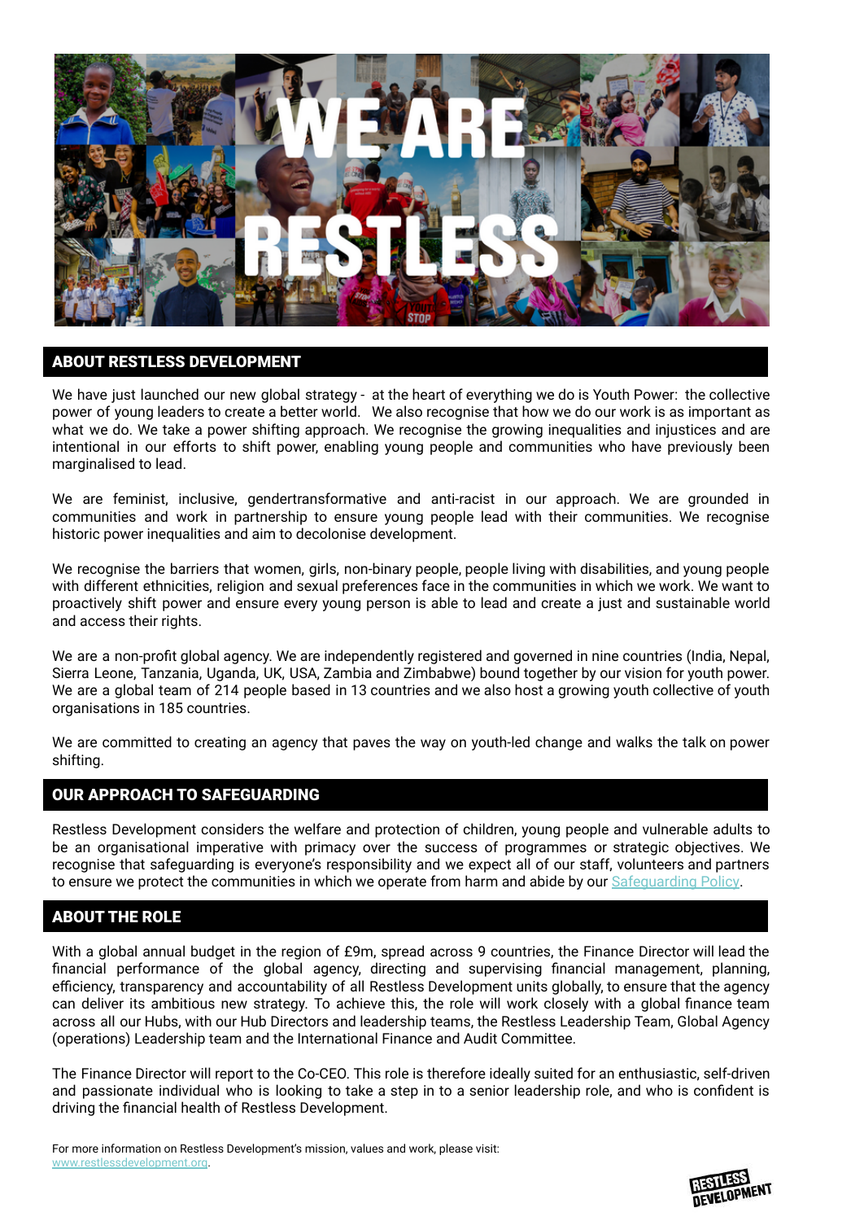## ABOUT RESTLESS DEVELOPMENT

We have just launched our new global strategy - at the heart of everything we do is Youth Power: the collective power of young leaders to create a better world. We also recognise that how we do our work is as important as what we do. We take a power shifting approach. We recognise the growing inequalities and injustices and are intentional in our efforts to shift power, enabling young people and communities who have previously been marginalised to lead.

We are feminist, inclusive, gendertransformative and anti-racist in our approach. We are grounded in communities and work in partnership to ensure young people lead with their communities. We recognise historic power inequalities and aim to decolonise development.

We recognise the barriers that women, girls, non-binary people, people living with disabilities, and young people with different ethnicities, religion and sexual preferences face in the communities in which we work. We want to proactively shift power and ensure every young person is able to lead and create a just and sustainable world and access their rights.

We are a non-profit global agency. We are independently registered and governed in nine countries (India, Nepal, Sierra Leone, Tanzania, Uganda, UK, USA, Zambia and Zimbabwe) bound together by our vision for youth power. We are a global team of 214 people based in 13 countries and we also host a growing youth collective of youth organisations in 185 countries.

We are committed to creating an agency that paves the way on youth-led change and walks the talk on power shifting.

## OUR APPROACH TO SAFEGUARDING

Restless Development considers the welfare and protection of children, young people and vulnerable adults to be an organisational imperative with primacy over the success of programmes or strategic objectives. We recognise that safeguarding is everyone's responsibility and we expect all of our staff, volunteers and partners to ensure we protect the communities in which we operate from harm and abide by our Safeguarding Policy.

## ABOUT THE ROLE

With a global annual budget in the region of £9m, spread across 9 countries, the Finance Director will lead the financial performance of the global agency, directing and supervising financial management, planning, efficiency, transparency and accountability of all Restless Development units globally, to ensure that the agency can deliver its ambitious new strategy. To achieve this, the role will work closely with a global finance team across all our Hubs, with our Hub Directors and leadership teams, the Restless Leadership Team, Global Agency (operations) Leadership team and the International Finance and Audit Committee.

The Finance Director will report to the Co-CEO. This role is therefore ideally suited for an enthusiastic, self-driven and passionate individual who is looking to take a step in to a senior leadership role, and who is confident is driving the financial health of Restless Development.

For more information on Restless Development's mission, values and work, please visit: www.restlessdevelopment.org.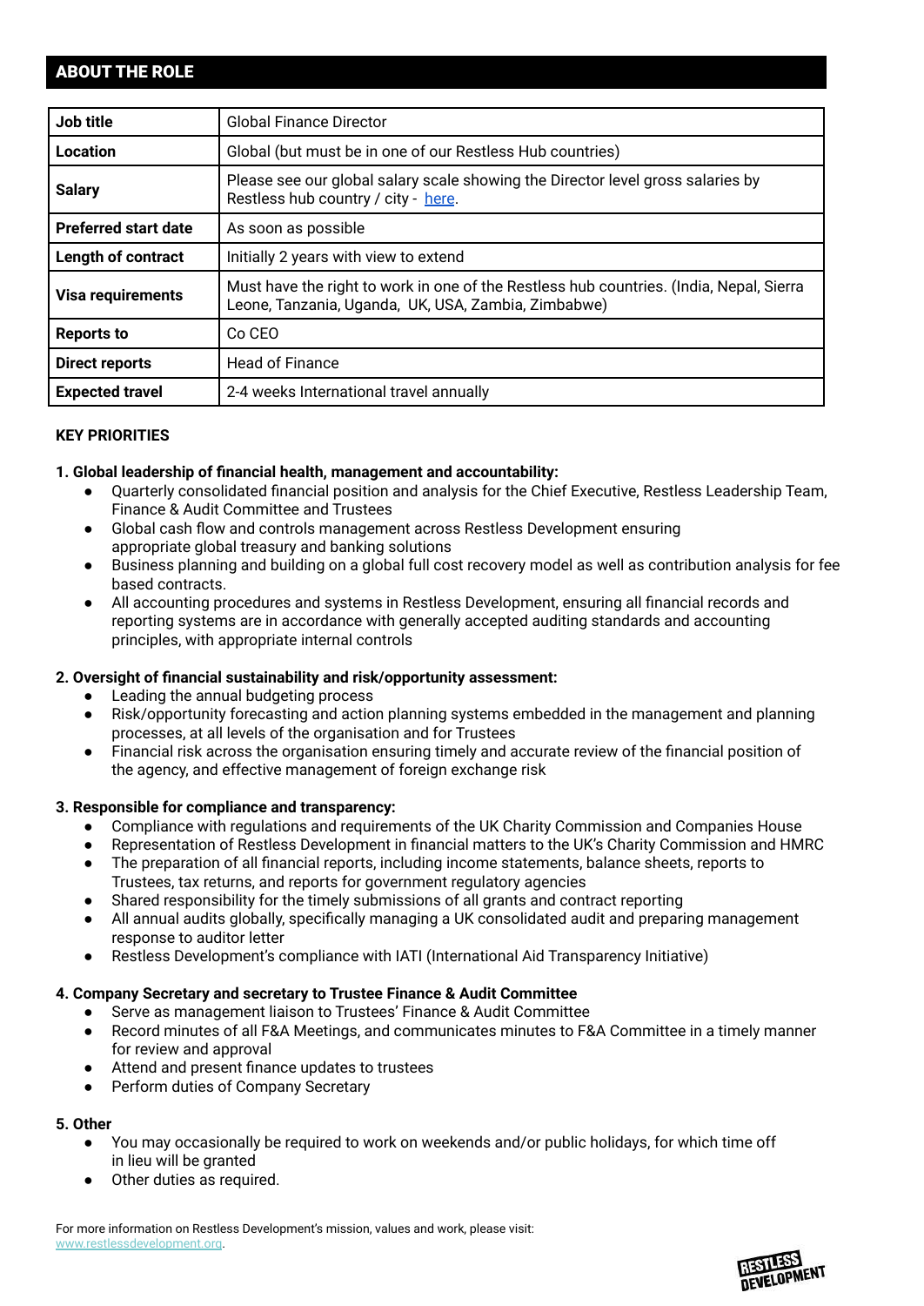## ABOUT THE ROLE

| | |
|---|---|
| **Job title** | Global Finance Director |
| **Location** | Global (but must be in one of our Restless Hub countries) |
| **Salary** | Please see our global salary scale showing the Director level gross salaries by Restless hub country / city - here. |
| **Preferred start date** | As soon as possible |
| **Length of contract** | Initially 2 years with view to extend |
| **Visa requirements** | Must have the right to work in one of the Restless hub countries. (India, Nepal, Sierra Leone, Tanzania, Uganda, UK, USA, Zambia, Zimbabwe) |
| **Reports to** | Co CEO |
| **Direct reports** | Head of Finance |
| **Expected travel** | 2-4 weeks International travel annually |

**KEY PRIORITIES**

**1. Global leadership of financial health, management and accountability:**

- Quarterly consolidated financial position and analysis for the Chief Executive, Restless Leadership Team, Finance & Audit Committee and Trustees
- Global cash flow and controls management across Restless Development ensuring appropriate global treasury and banking solutions
- Business planning and building on a global full cost recovery model as well as contribution analysis for fee based contracts.
- All accounting procedures and systems in Restless Development, ensuring all financial records and reporting systems are in accordance with generally accepted auditing standards and accounting principles, with appropriate internal controls

**2. Oversight of financial sustainability and risk/opportunity assessment:**

- Leading the annual budgeting process
- Risk/opportunity forecasting and action planning systems embedded in the management and planning processes, at all levels of the organisation and for Trustees
- Financial risk across the organisation ensuring timely and accurate review of the financial position of the agency, and effective management of foreign exchange risk

**3. Responsible for compliance and transparency:**

- Compliance with regulations and requirements of the UK Charity Commission and Companies House
- Representation of Restless Development in financial matters to the UK's Charity Commission and HMRC
- The preparation of all financial reports, including income statements, balance sheets, reports to Trustees, tax returns, and reports for government regulatory agencies
- Shared responsibility for the timely submissions of all grants and contract reporting
- All annual audits globally, specifically managing a UK consolidated audit and preparing management response to auditor letter
- Restless Development's compliance with IATI (International Aid Transparency Initiative)

**4. Company Secretary and secretary to Trustee Finance & Audit Committee**

- Serve as management liaison to Trustees' Finance & Audit Committee
- Record minutes of all F&A Meetings, and communicates minutes to F&A Committee in a timely manner for review and approval
- Attend and present finance updates to trustees
- Perform duties of Company Secretary

**5. Other**

- You may occasionally be required to work on weekends and/or public holidays, for which time off in lieu will be granted
- Other duties as required.

For more information on Restless Development's mission, values and work, please visit: www.restlessdevelopment.org.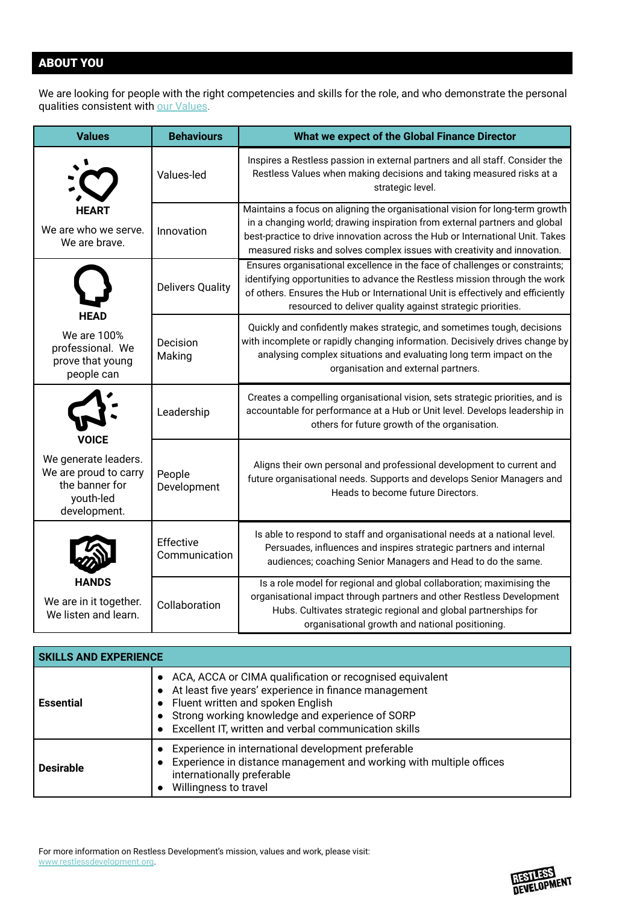## ABOUT YOU

We are looking for people with the right competencies and skills for the role, and who demonstrate the personal qualities consistent with our Values.

| Values | Behaviours | What we expect of the Global Finance Director |
|---|---|---|
| **HEART**<br>We are who we serve. We are brave. | Values-led | Inspires a Restless passion in external partners and all staff. Consider the Restless Values when making decisions and taking measured risks at a strategic level. |
| | Innovation | Maintains a focus on aligning the organisational vision for long-term growth in a changing world; drawing inspiration from external partners and global best-practice to drive innovation across the Hub or International Unit. Takes measured risks and solves complex issues with creativity and innovation. |
| **HEAD**<br>We are 100% professional. We prove that young people can | Delivers Quality | Ensures organisational excellence in the face of challenges or constraints; identifying opportunities to advance the Restless mission through the work of others. Ensures the Hub or International Unit is effectively and efficiently resourced to deliver quality against strategic priorities. |
| | Decision Making | Quickly and confidently makes strategic, and sometimes tough, decisions with incomplete or rapidly changing information. Decisively drives change by analysing complex situations and evaluating long term impact on the organisation and external partners. |
| **VOICE**<br>We generate leaders. We are proud to carry the banner for youth-led development. | Leadership | Creates a compelling organisational vision, sets strategic priorities, and is accountable for performance at a Hub or Unit level. Develops leadership in others for future growth of the organisation. |
| | People Development | Aligns their own personal and professional development to current and future organisational needs. Supports and develops Senior Managers and Heads to become future Directors. |
| **HANDS**<br>We are in it together. We listen and learn. | Effective Communication | Is able to respond to staff and organisational needs at a national level. Persuades, influences and inspires strategic partners and internal audiences; coaching Senior Managers and Head to do the same. |
| | Collaboration | Is a role model for regional and global collaboration; maximising the organisational impact through partners and other Restless Development Hubs. Cultivates strategic regional and global partnerships for organisational growth and national positioning. |

| SKILLS AND EXPERIENCE | |
|---|---|
| **Essential** | • ACA, ACCA or CIMA qualification or recognised equivalent<br>• At least five years' experience in finance management<br>• Fluent written and spoken English<br>• Strong working knowledge and experience of SORP<br>• Excellent IT, written and verbal communication skills |
| **Desirable** | • Experience in international development preferable<br>• Experience in distance management and working with multiple offices internationally preferable<br>• Willingness to travel |

For more information on Restless Development's mission, values and work, please visit: www.restlessdevelopment.org.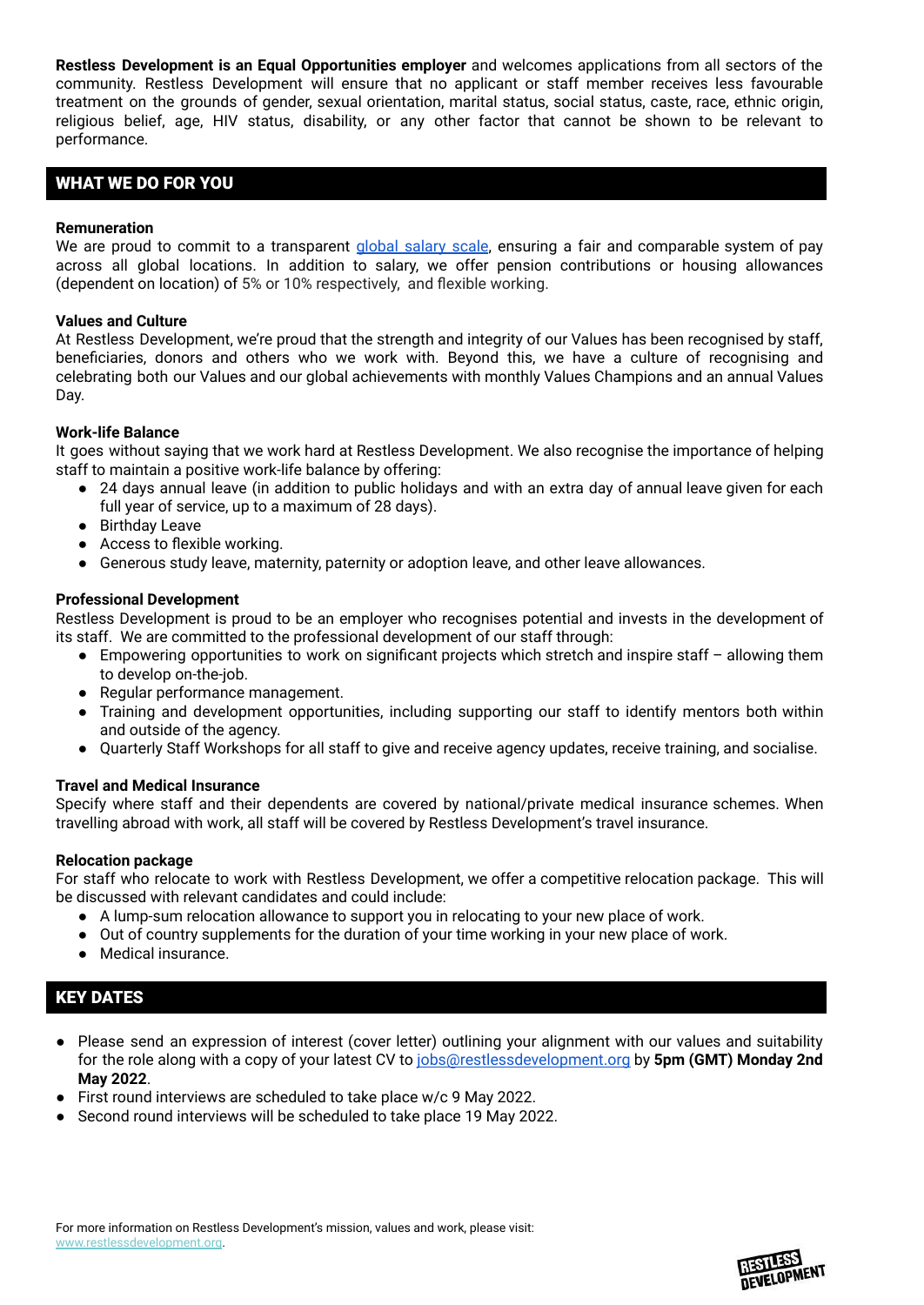**Restless Development is an Equal Opportunities employer** and welcomes applications from all sectors of the community. Restless Development will ensure that no applicant or staff member receives less favourable treatment on the grounds of gender, sexual orientation, marital status, social status, caste, race, ethnic origin, religious belief, age, HIV status, disability, or any other factor that cannot be shown to be relevant to performance.

## WHAT WE DO FOR YOU

**Remuneration**
We are proud to commit to a transparent global salary scale, ensuring a fair and comparable system of pay across all global locations. In addition to salary, we offer pension contributions or housing allowances (dependent on location) of 5% or 10% respectively, and flexible working.

**Values and Culture**
At Restless Development, we're proud that the strength and integrity of our Values has been recognised by staff, beneficiaries, donors and others who we work with. Beyond this, we have a culture of recognising and celebrating both our Values and our global achievements with monthly Values Champions and an annual Values Day.

**Work-life Balance**
It goes without saying that we work hard at Restless Development. We also recognise the importance of helping staff to maintain a positive work-life balance by offering:

- 24 days annual leave (in addition to public holidays and with an extra day of annual leave given for each full year of service, up to a maximum of 28 days).
- Birthday Leave
- Access to flexible working.
- Generous study leave, maternity, paternity or adoption leave, and other leave allowances.

**Professional Development**
Restless Development is proud to be an employer who recognises potential and invests in the development of its staff. We are committed to the professional development of our staff through:

- Empowering opportunities to work on significant projects which stretch and inspire staff – allowing them to develop on-the-job.
- Regular performance management.
- Training and development opportunities, including supporting our staff to identify mentors both within and outside of the agency.
- Quarterly Staff Workshops for all staff to give and receive agency updates, receive training, and socialise.

**Travel and Medical Insurance**
Specify where staff and their dependents are covered by national/private medical insurance schemes. When travelling abroad with work, all staff will be covered by Restless Development's travel insurance.

**Relocation package**
For staff who relocate to work with Restless Development, we offer a competitive relocation package. This will be discussed with relevant candidates and could include:

- A lump-sum relocation allowance to support you in relocating to your new place of work.
- Out of country supplements for the duration of your time working in your new place of work.
- Medical insurance.

## KEY DATES

- Please send an expression of interest (cover letter) outlining your alignment with our values and suitability for the role along with a copy of your latest CV to jobs@restlessdevelopment.org by **5pm (GMT) Monday 2nd May 2022**.
- First round interviews are scheduled to take place w/c 9 May 2022.
- Second round interviews will be scheduled to take place 19 May 2022.

For more information on Restless Development's mission, values and work, please visit: www.restlessdevelopment.org.